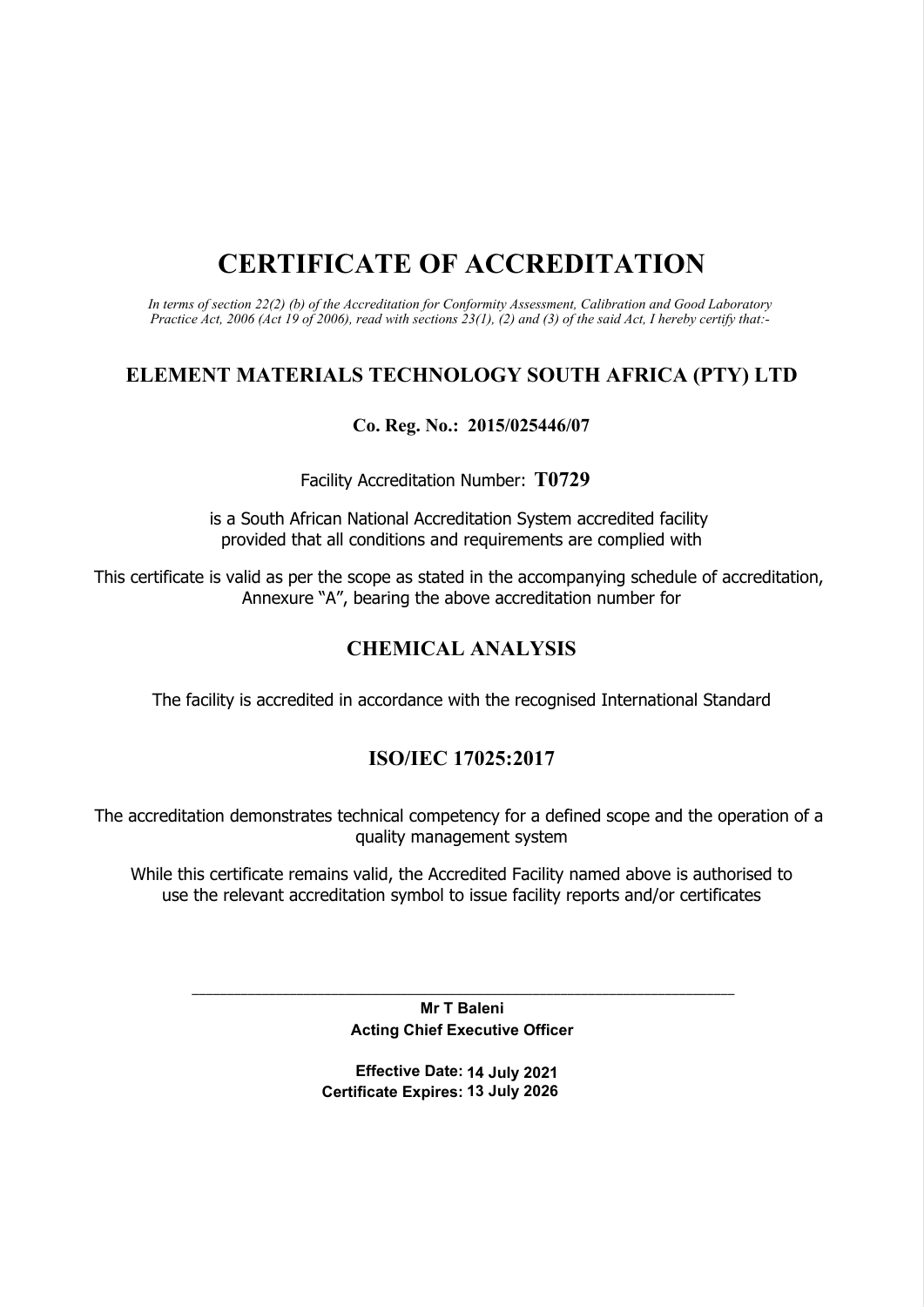# CERTIFICATE OF ACCREDITATION

*In terms of section 22(2) (b) of the Accreditation for Conformity Assessment, Calibration and Good Laboratory Practice Act, 2006 (Act 19 of 2006), read with sections 23(1), (2) and (3) of the said Act, I hereby certify that:-*

## ELEMENT MATERIALS TECHNOLOGY SOUTH AFRICA (PTY) LTD

**Co. Reg. No.: 2015/025446/07**

Facility Accreditation Number: **T0729**

is a South African National Accreditation System accredited facility provided that all conditions and requirements are complied with

This certificate is valid as per the scope as stated in the accompanying schedule of accreditation, Annexure "A", bearing the above accreditation number for

## CHEMICAL ANALYSIS

The facility is accredited in accordance with the recognised International Standard

## ISO/IEC 17025:2017

The accreditation demonstrates technical competency for a defined scope and the operation of a quality management system

While this certificate remains valid, the Accredited Facility named above is authorised to use the relevant accreditation symbol to issue facility reports and/or certificates

\_\_\_\_\_\_\_\_\_\_\_\_\_\_\_\_\_\_\_\_\_\_\_\_\_\_\_\_\_\_\_\_\_\_\_\_\_\_\_\_\_\_\_\_\_\_\_\_

**Mr T Baleni**

**Acting Chief Executive Officer**

**Effective Date: 14 July 2021**

**Certificate Expires: 13 July 2026**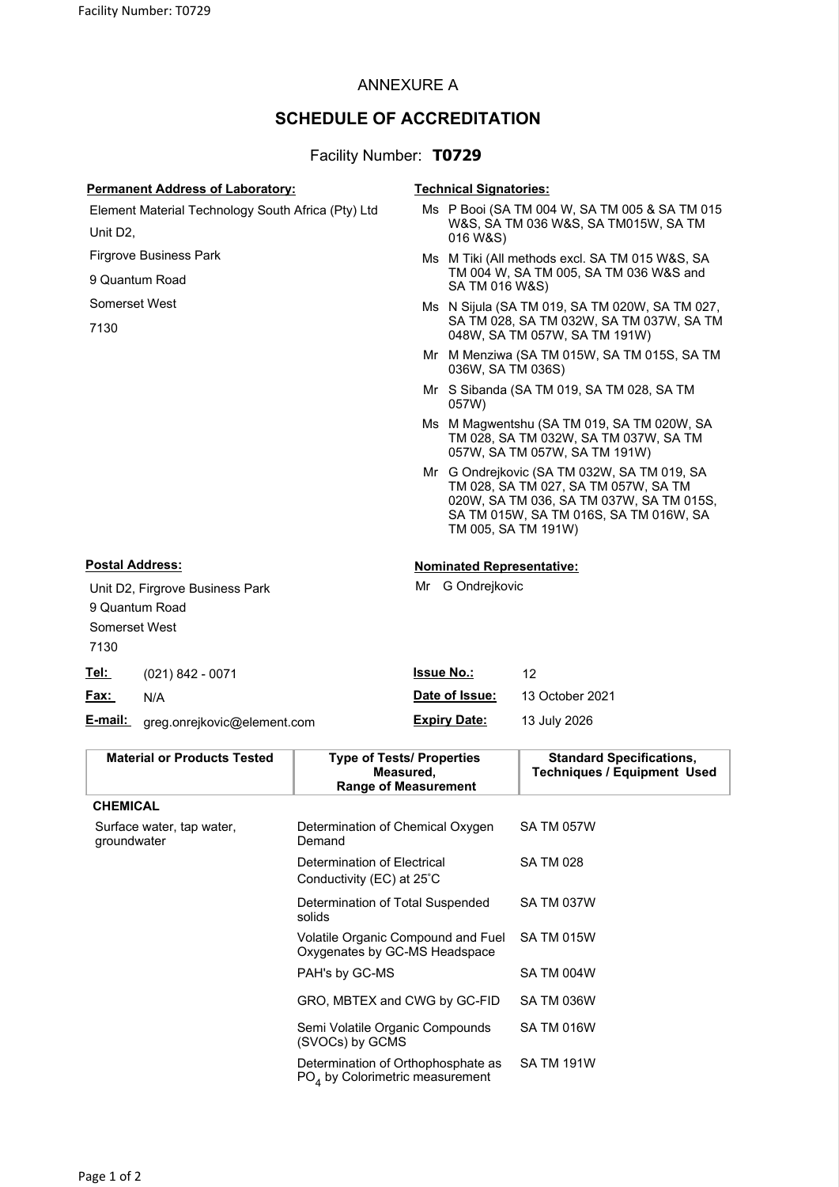ANNEXURE A

# SCHEDULE OF ACCREDITATION

Facility Number: **T0729**

**Permanent Address of Laboratory:**

Element Material Technology South Africa (Pty) Ltd
Unit D2,
Firgrove Business Park
9 Quantum Road
Somerset West
7130

**Technical Signatories:**

- Ms P Booi (SA TM 004 W, SA TM 005 & SA TM 015 W&S, SA TM 036 W&S, SA TM015W, SA TM 016 W&S)
- Ms M Tiki (All methods excl. SA TM 015 W&S, SA TM 004 W, SA TM 005, SA TM 036 W&S and SA TM 016 W&S)
- Ms N Sijula (SA TM 019, SA TM 020W, SA TM 027, SA TM 028, SA TM 032W, SA TM 037W, SA TM 048W, SA TM 057W, SA TM 191W)
- Mr M Menziwa (SA TM 015W, SA TM 015S, SA TM 036W, SA TM 036S)
- Mr S Sibanda (SA TM 019, SA TM 028, SA TM 057W)
- Ms M Magwentshu (SA TM 019, SA TM 020W, SA TM 028, SA TM 032W, SA TM 037W, SA TM 057W, SA TM 057W, SA TM 191W)
- Mr G Ondrejkovic (SA TM 032W, SA TM 019, SA TM 028, SA TM 027, SA TM 057W, SA TM 020W, SA TM 036, SA TM 037W, SA TM 015S, SA TM 015W, SA TM 016S, SA TM 016W, SA TM 005, SA TM 191W)

**Postal Address:**

Unit D2, Firgrove Business Park
9 Quantum Road
Somerset West
7130

**Nominated Representative:**

Mr G Ondrejkovic

**Tel:** (021) 842 - 0071
**Fax:** N/A
**E-mail:** greg.onrejkovic@element.com

**Issue No.:** 12
**Date of Issue:** 13 October 2021
**Expiry Date:** 13 July 2026

| Material or Products Tested | Type of Tests/ Properties Measured, Range of Measurement | Standard Specifications, Techniques / Equipment Used |
|---|---|---|
| **CHEMICAL** | | |
| Surface water, tap water, groundwater | Determination of Chemical Oxygen Demand | SA TM 057W |
| | Determination of Electrical Conductivity (EC) at 25˚C | SA TM 028 |
| | Determination of Total Suspended solids | SA TM 037W |
| | Volatile Organic Compound and Fuel Oxygenates by GC-MS Headspace | SA TM 015W |
| | PAH's by GC-MS | SA TM 004W |
| | GRO, MBTEX and CWG by GC-FID | SA TM 036W |
| | Semi Volatile Organic Compounds (SVOCs) by GCMS | SA TM 016W |
| | Determination of Orthophosphate as $PO_4$ by Colorimetric measurement | SA TM 191W |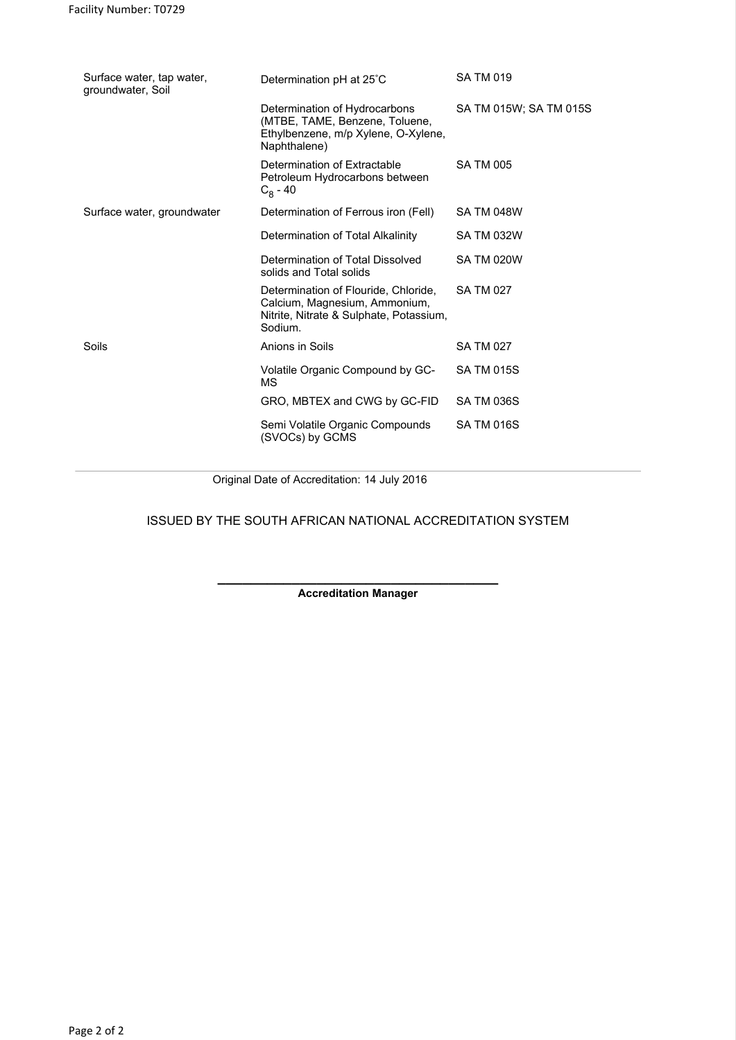| | | |
|---|---|---|
| Surface water, tap water, groundwater, Soil | Determination pH at 25˚C | SA TM 019 |
| | Determination of Hydrocarbons (MTBE, TAME, Benzene, Toluene, Ethylbenzene, m/p Xylene, O-Xylene, Naphthalene) | SA TM 015W; SA TM 015S |
| | Determination of Extractable Petroleum Hydrocarbons between $C_8$ - 40 | SA TM 005 |
| Surface water, groundwater | Determination of Ferrous iron (FeII) | SA TM 048W |
| | Determination of Total Alkalinity | SA TM 032W |
| | Determination of Total Dissolved solids and Total solids | SA TM 020W |
| | Determination of Flouride, Chloride, Calcium, Magnesium, Ammonium, Nitrite, Nitrate & Sulphate, Potassium, Sodium. | SA TM 027 |
| Soils | Anions in Soils | SA TM 027 |
| | Volatile Organic Compound by GC-MS | SA TM 015S |
| | GRO, MBTEX and CWG by GC-FID | SA TM 036S |
| | Semi Volatile Organic Compounds (SVOCs) by GCMS | SA TM 016S |

Original Date of Accreditation: 14 July 2016

ISSUED BY THE SOUTH AFRICAN NATIONAL ACCREDITATION SYSTEM

**Accreditation Manager**